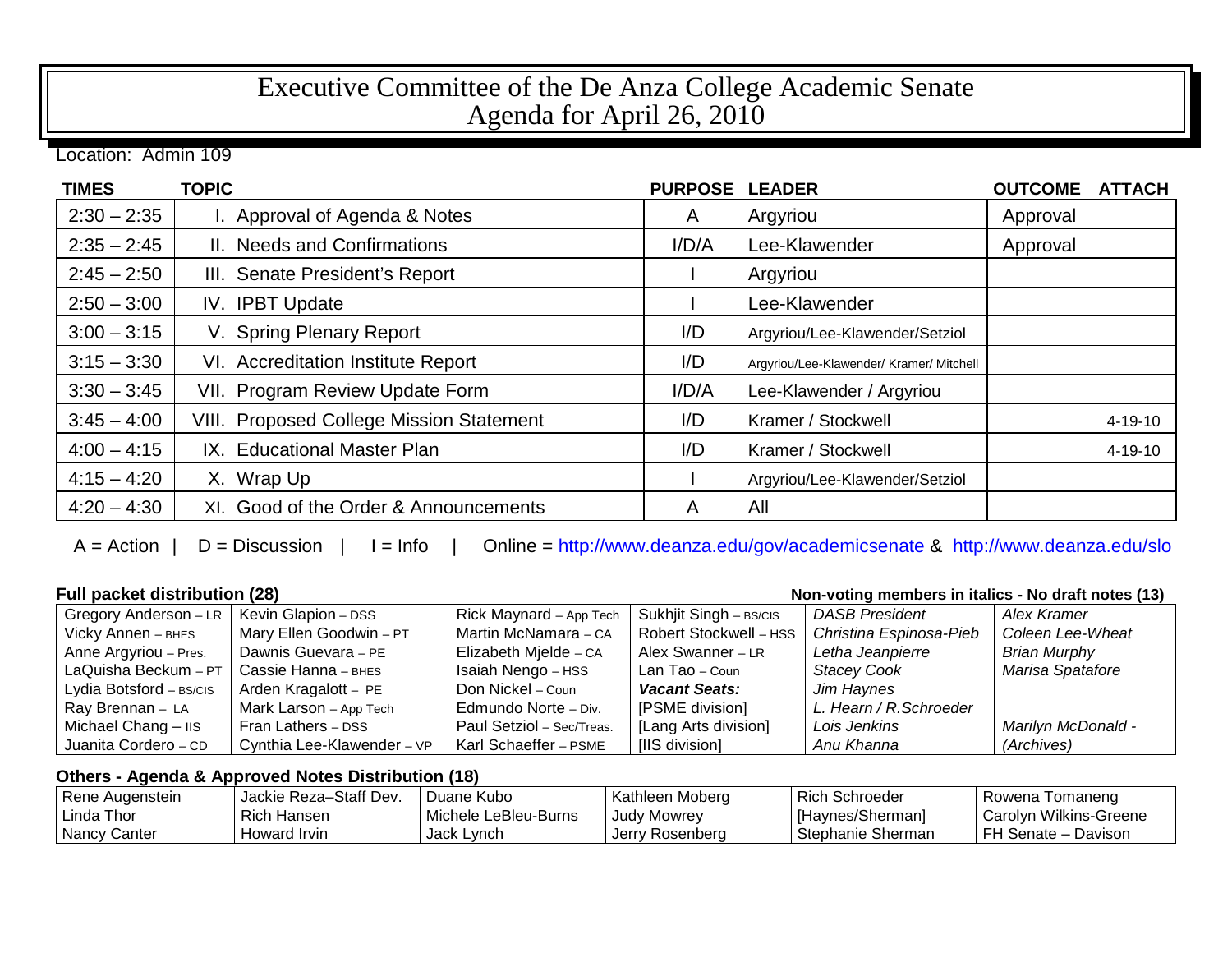# Executive Committee of the De Anza College Academic Senate
# Agenda for April 26, 2010

Location: Admin 109

| TIMES | TOPIC | PURPOSE | LEADER | OUTCOME | ATTACH |
|---|---|---|---|---|---|
| 2:30 – 2:35 | I. Approval of Agenda & Notes | A | Argyriou | Approval | |
| 2:35 – 2:45 | II. Needs and Confirmations | I/D/A | Lee-Klawender | Approval | |
| 2:45 – 2:50 | III. Senate President's Report | I | Argyriou | | |
| 2:50 – 3:00 | IV. IPBT Update | I | Lee-Klawender | | |
| 3:00 – 3:15 | V. Spring Plenary Report | I/D | Argyriou/Lee-Klawender/Setziol | | |
| 3:15 – 3:30 | VI. Accreditation Institute Report | I/D | Argyriou/Lee-Klawender/ Kramer/ Mitchell | | |
| 3:30 – 3:45 | VII. Program Review Update Form | I/D/A | Lee-Klawender / Argyriou | | |
| 3:45 – 4:00 | VIII. Proposed College Mission Statement | I/D | Kramer / Stockwell | | 4-19-10 |
| 4:00 – 4:15 | IX. Educational Master Plan | I/D | Kramer / Stockwell | | 4-19-10 |
| 4:15 – 4:20 | X. Wrap Up | I | Argyriou/Lee-Klawender/Setziol | | |
| 4:20 – 4:30 | XI. Good of the Order & Announcements | A | All | | |

A = Action | D = Discussion | I = Info | Online = http://www.deanza.edu/gov/academicsenate & http://www.deanza.edu/slo

**Full packet distribution (28)** — **Non-voting members in italics - No draft notes (13)**

| | | | | | |
|---|---|---|---|---|---|
| Gregory Anderson – LR | Kevin Glapion – DSS | Rick Maynard – App Tech | Sukhjit Singh – BS/CIS | *DASB President* | *Alex Kramer* |
| Vicky Annen – BHES | Mary Ellen Goodwin – PT | Martin McNamara – CA | Robert Stockwell – HSS | *Christina Espinosa-Pieb* | *Coleen Lee-Wheat* |
| Anne Argyriou – Pres. | Dawnis Guevara – PE | Elizabeth Mjelde – CA | Alex Swanner – LR | *Letha Jeanpierre* | *Brian Murphy* |
| LaQuisha Beckum – PT | Cassie Hanna – BHES | Isaiah Nengo – HSS | Lan Tao – Coun | *Stacey Cook* | *Marisa Spatafore* |
| Lydia Botsford – BS/CIS | Arden Kragalott – PE | Don Nickel – Coun | ***Vacant Seats:*** | *Jim Haynes* | |
| Ray Brennan – LA | Mark Larson – App Tech | Edmundo Norte – Div. | [PSME division] | *L. Hearn / R.Schroeder* | |
| Michael Chang – IIS | Fran Lathers – DSS | Paul Setziol – Sec/Treas. | [Lang Arts division] | *Lois Jenkins* | *Marilyn McDonald -* |
| Juanita Cordero – CD | Cynthia Lee-Klawender – VP | Karl Schaeffer – PSME | [IIS division] | *Anu Khanna* | *(Archives)* |

**Others - Agenda & Approved Notes Distribution (18)**

| | | | | | |
|---|---|---|---|---|---|
| Rene Augenstein | Jackie Reza–Staff Dev. | Duane Kubo | Kathleen Moberg | Rich Schroeder | Rowena Tomaneng |
| Linda Thor | Rich Hansen | Michele LeBleu-Burns | Judy Mowrey | [Haynes/Sherman] | Carolyn Wilkins-Greene |
| Nancy Canter | Howard Irvin | Jack Lynch | Jerry Rosenberg | Stephanie Sherman | FH Senate – Davison |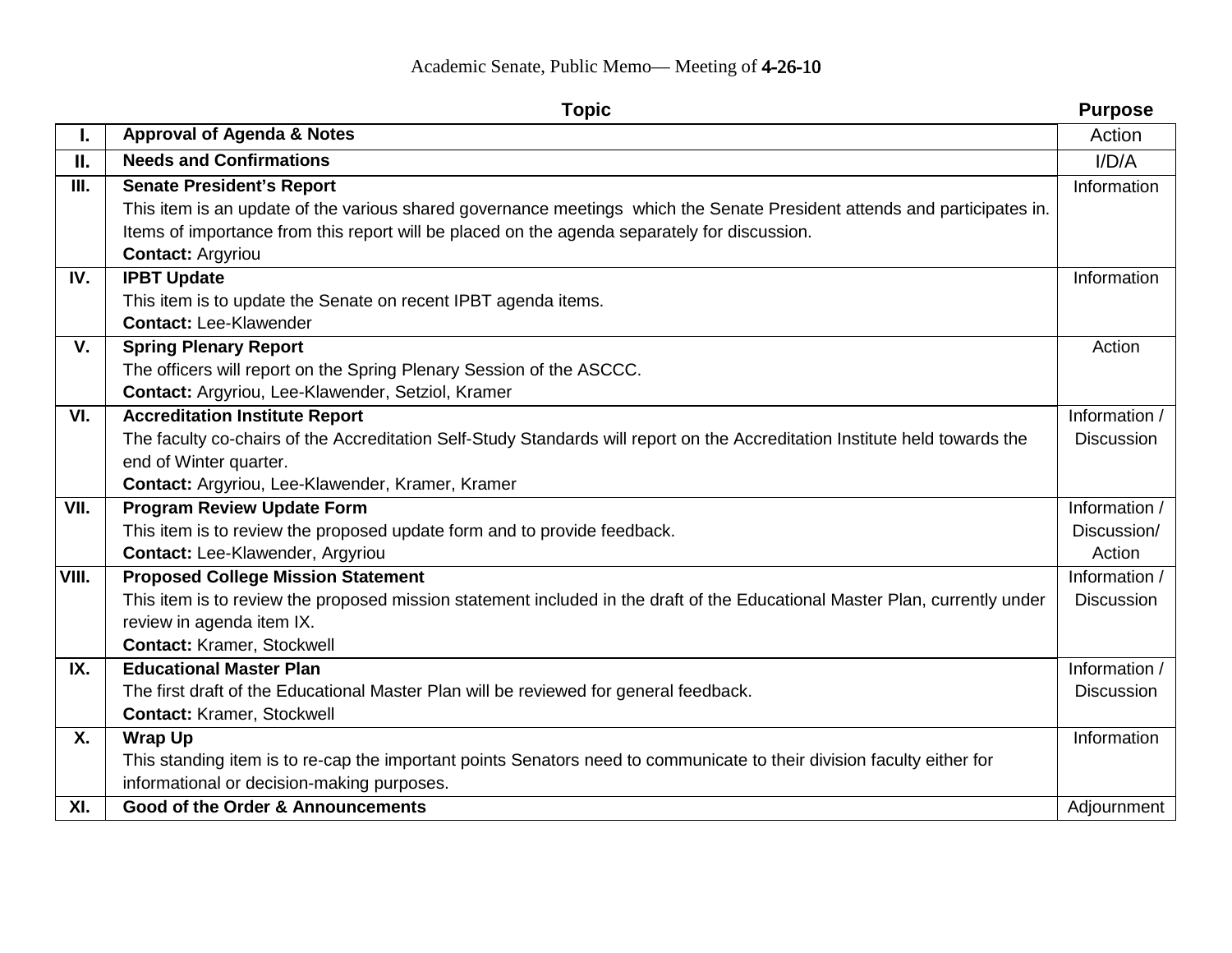Academic Senate, Public Memo— Meeting of 4-26-10

| | Topic | Purpose |
|---|---|---|
| **I.** | **Approval of Agenda & Notes** | Action |
| **II.** | **Needs and Confirmations** | I/D/A |
| **III.** | **Senate President's Report**<br>This item is an update of the various shared governance meetings which the Senate President attends and participates in. Items of importance from this report will be placed on the agenda separately for discussion.<br>**Contact:** Argyriou | Information |
| **IV.** | **IPBT Update**<br>This item is to update the Senate on recent IPBT agenda items.<br>**Contact:** Lee-Klawender | Information |
| **V.** | **Spring Plenary Report**<br>The officers will report on the Spring Plenary Session of the ASCCC.<br>**Contact:** Argyriou, Lee-Klawender, Setziol, Kramer | Action |
| **VI.** | **Accreditation Institute Report**<br>The faculty co-chairs of the Accreditation Self-Study Standards will report on the Accreditation Institute held towards the end of Winter quarter.<br>**Contact:** Argyriou, Lee-Klawender, Kramer, Kramer | Information / Discussion |
| **VII.** | **Program Review Update Form**<br>This item is to review the proposed update form and to provide feedback.<br>**Contact:** Lee-Klawender, Argyriou | Information / Discussion/ Action |
| **VIII.** | **Proposed College Mission Statement**<br>This item is to review the proposed mission statement included in the draft of the Educational Master Plan, currently under review in agenda item IX.<br>**Contact:** Kramer, Stockwell | Information / Discussion |
| **IX.** | **Educational Master Plan**<br>The first draft of the Educational Master Plan will be reviewed for general feedback.<br>**Contact:** Kramer, Stockwell | Information / Discussion |
| **X.** | **Wrap Up**<br>This standing item is to re-cap the important points Senators need to communicate to their division faculty either for informational or decision-making purposes. | Information |
| **XI.** | **Good of the Order & Announcements** | Adjournment |